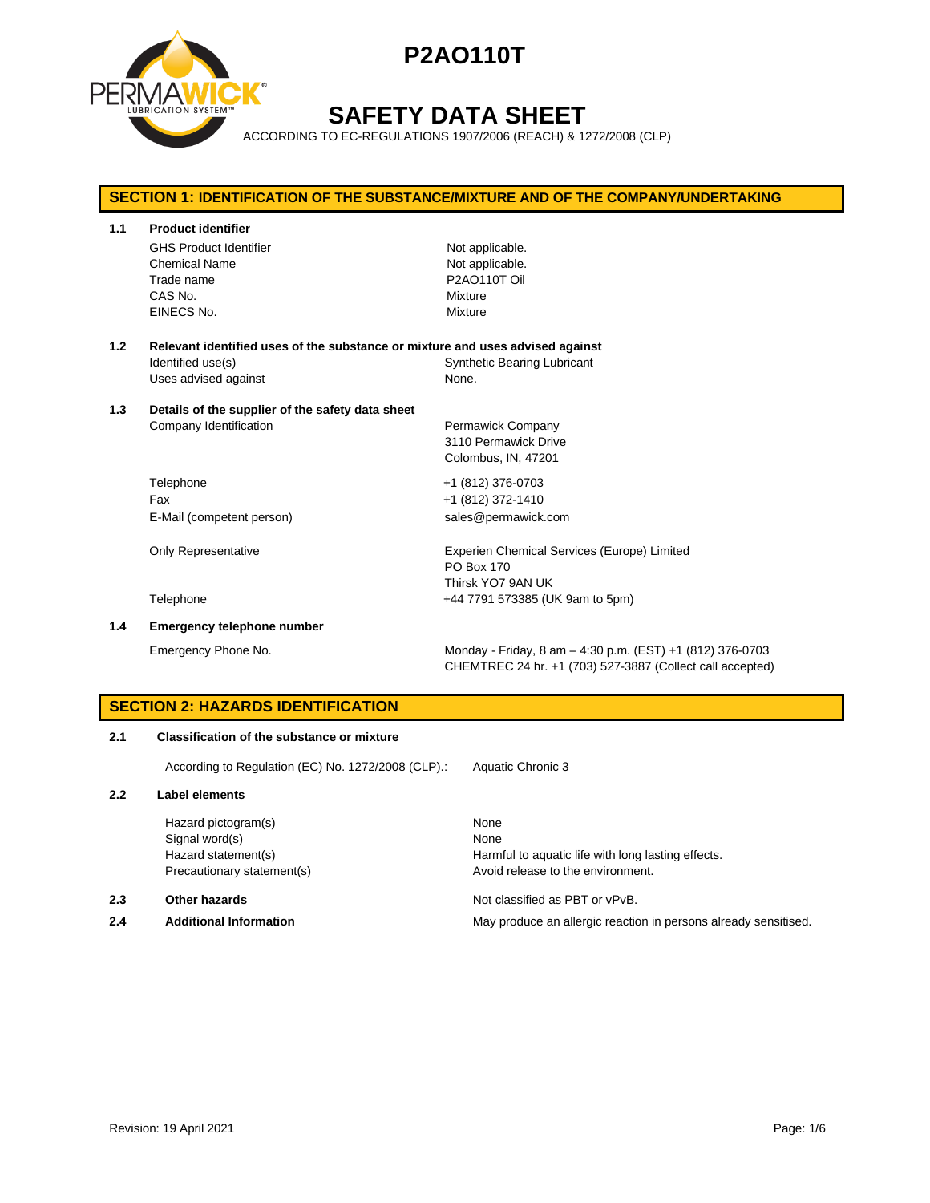# P2AO110T

# SAFETY DATA SHEET

ACCORDING TO EC-REGULATIONS 1907/2006 (REACH) & 1272/2008 (CLP)

## SECTION 1: IDENTIFICATION OF THE SUBSTANCE/MIXTURE AND OF THE COMPANY/UNDERTAKING

### 1.1 Product identifier

| | |
|---|---|
| GHS Product Identifier | Not applicable. |
| Chemical Name | Not applicable. |
| Trade name | P2AO110T Oil |
| CAS No. | Mixture |
| EINECS No. | Mixture |

### 1.2 Relevant identified uses of the substance or mixture and uses advised against

| | |
|---|---|
| Identified use(s) | Synthetic Bearing Lubricant |
| Uses advised against | None. |

### 1.3 Details of the supplier of the safety data sheet

| | |
|---|---|
| Company Identification | Permawick Company<br>3110 Permawick Drive<br>Colombus, IN, 47201 |
| Telephone | +1 (812) 376-0703 |
| Fax | +1 (812) 372-1410 |
| E-Mail (competent person) | sales@permawick.com |
| Only Representative | Experien Chemical Services (Europe) Limited<br>PO Box 170<br>Thirsk YO7 9AN UK |
| Telephone | +44 7791 573385 (UK 9am to 5pm) |

### 1.4 Emergency telephone number

| | |
|---|---|
| Emergency Phone No. | Monday - Friday, 8 am – 4:30 p.m. (EST) +1 (812) 376-0703<br>CHEMTREC 24 hr. +1 (703) 527-3887 (Collect call accepted) |

## SECTION 2: HAZARDS IDENTIFICATION

### 2.1 Classification of the substance or mixture

| | |
|---|---|
| According to Regulation (EC) No. 1272/2008 (CLP).: | Aquatic Chronic 3 |

### 2.2 Label elements

| | |
|---|---|
| Hazard pictogram(s) | None |
| Signal word(s) | None |
| Hazard statement(s) | Harmful to aquatic life with long lasting effects. |
| Precautionary statement(s) | Avoid release to the environment. |

### 2.3 Other hazards

Not classified as PBT or vPvB.

### 2.4 Additional Information

May produce an allergic reaction in persons already sensitised.

Revision: 19 April 2021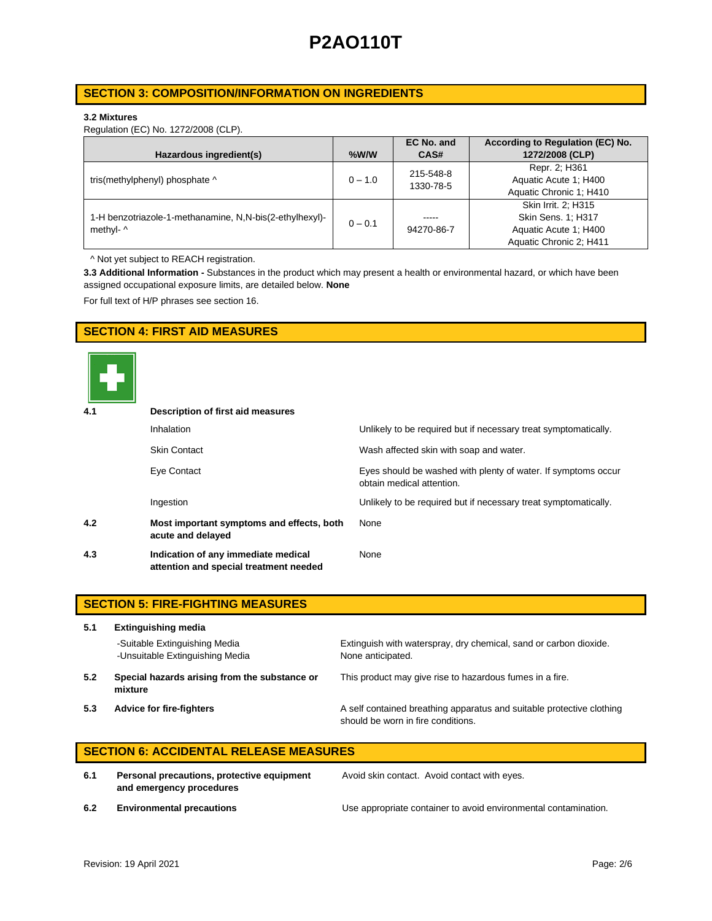## SECTION 3: COMPOSITION/INFORMATION ON INGREDIENTS

**3.2 Mixtures**

Regulation (EC) No. 1272/2008 (CLP).

| Hazardous ingredient(s) | %W/W | EC No. and CAS# | According to Regulation (EC) No. 1272/2008 (CLP) |
|---|---|---|---|
| tris(methylphenyl) phosphate ^ | 0 – 1.0 | 215-548-8<br>1330-78-5 | Repr. 2; H361<br>Aquatic Acute 1; H400<br>Aquatic Chronic 1; H410 |
| 1-H benzotriazole-1-methanamine, N,N-bis(2-ethylhexyl)-methyl- ^ | 0 – 0.1 | -----<br>94270-86-7 | Skin Irrit. 2; H315<br>Skin Sens. 1; H317<br>Aquatic Acute 1; H400<br>Aquatic Chronic 2; H411 |

^ Not yet subject to REACH registration.

**3.3 Additional Information -** Substances in the product which may present a health or environmental hazard, or which have been assigned occupational exposure limits, are detailed below. **None**

For full text of H/P phrases see section 16.

## SECTION 4: FIRST AID MEASURES

**4.1 Description of first aid measures**

| | |
|---|---|
| Inhalation | Unlikely to be required but if necessary treat symptomatically. |
| Skin Contact | Wash affected skin with soap and water. |
| Eye Contact | Eyes should be washed with plenty of water. If symptoms occur obtain medical attention. |
| Ingestion | Unlikely to be required but if necessary treat symptomatically. |

**4.2 Most important symptoms and effects, both acute and delayed** — None

**4.3 Indication of any immediate medical attention and special treatment needed** — None

## SECTION 5: FIRE-FIGHTING MEASURES

**5.1 Extinguishing media**

-Suitable Extinguishing Media: Extinguish with waterspray, dry chemical, sand or carbon dioxide.

-Unsuitable Extinguishing Media: None anticipated.

**5.2 Special hazards arising from the substance or mixture** — This product may give rise to hazardous fumes in a fire.

**5.3 Advice for fire-fighters** — A self contained breathing apparatus and suitable protective clothing should be worn in fire conditions.

## SECTION 6: ACCIDENTAL RELEASE MEASURES

**6.1 Personal precautions, protective equipment and emergency procedures** — Avoid skin contact. Avoid contact with eyes.

**6.2 Environmental precautions** — Use appropriate container to avoid environmental contamination.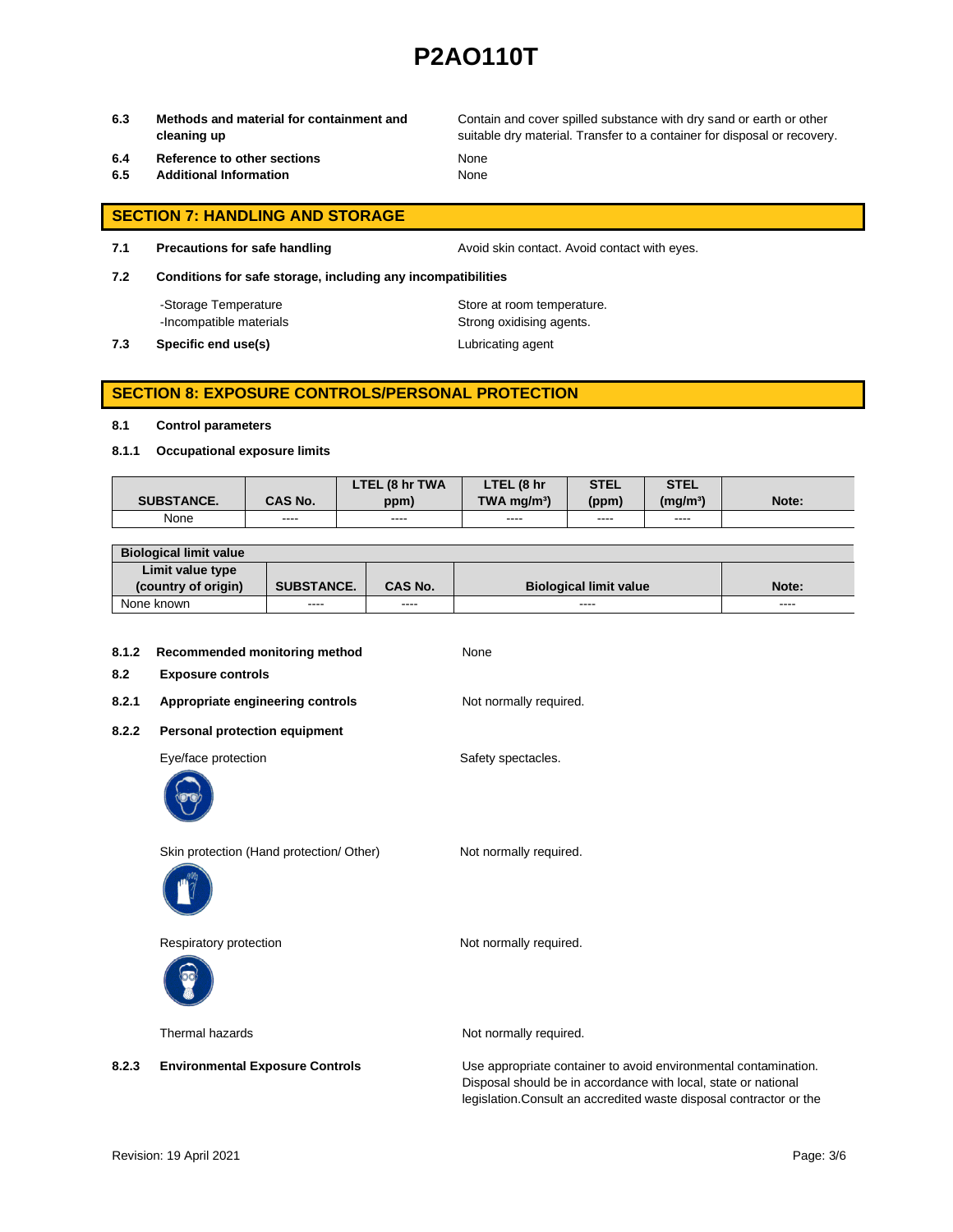| | | |
|---|---|---|
| **6.3** | **Methods and material for containment and cleaning up** | Contain and cover spilled substance with dry sand or earth or other suitable dry material. Transfer to a container for disposal or recovery. |
| **6.4** | **Reference to other sections** | None |
| **6.5** | **Additional Information** | None |

## SECTION 7: HANDLING AND STORAGE

**7.1 Precautions for safe handling** — Avoid skin contact. Avoid contact with eyes.

**7.2 Conditions for safe storage, including any incompatibilities**

- -Storage Temperature — Store at room temperature.
- -Incompatible materials — Strong oxidising agents.

**7.3 Specific end use(s)** — Lubricating agent

## SECTION 8: EXPOSURE CONTROLS/PERSONAL PROTECTION

**8.1 Control parameters**

**8.1.1 Occupational exposure limits**

| SUBSTANCE. | CAS No. | LTEL (8 hr TWA ppm) | LTEL (8 hr TWA mg/m³) | STEL (ppm) | STEL (mg/m³) | Note: |
|---|---|---|---|---|---|---|
| None | ---- | ---- | ---- | ---- | ---- | |

| Biological limit value | | | | |
|---|---|---|---|---|
| **Limit value type (country of origin)** | **SUBSTANCE.** | **CAS No.** | **Biological limit value** | **Note:** |
| None known | ---- | ---- | ---- | ---- |

**8.1.2 Recommended monitoring method** — None

**8.2 Exposure controls**

**8.2.1 Appropriate engineering controls** — Not normally required.

**8.2.2 Personal protection equipment**

Eye/face protection — Safety spectacles.

Skin protection (Hand protection/ Other) — Not normally required.

Respiratory protection — Not normally required.

Thermal hazards — Not normally required.

**8.2.3 Environmental Exposure Controls** — Use appropriate container to avoid environmental contamination. Disposal should be in accordance with local, state or national legislation.Consult an accredited waste disposal contractor or the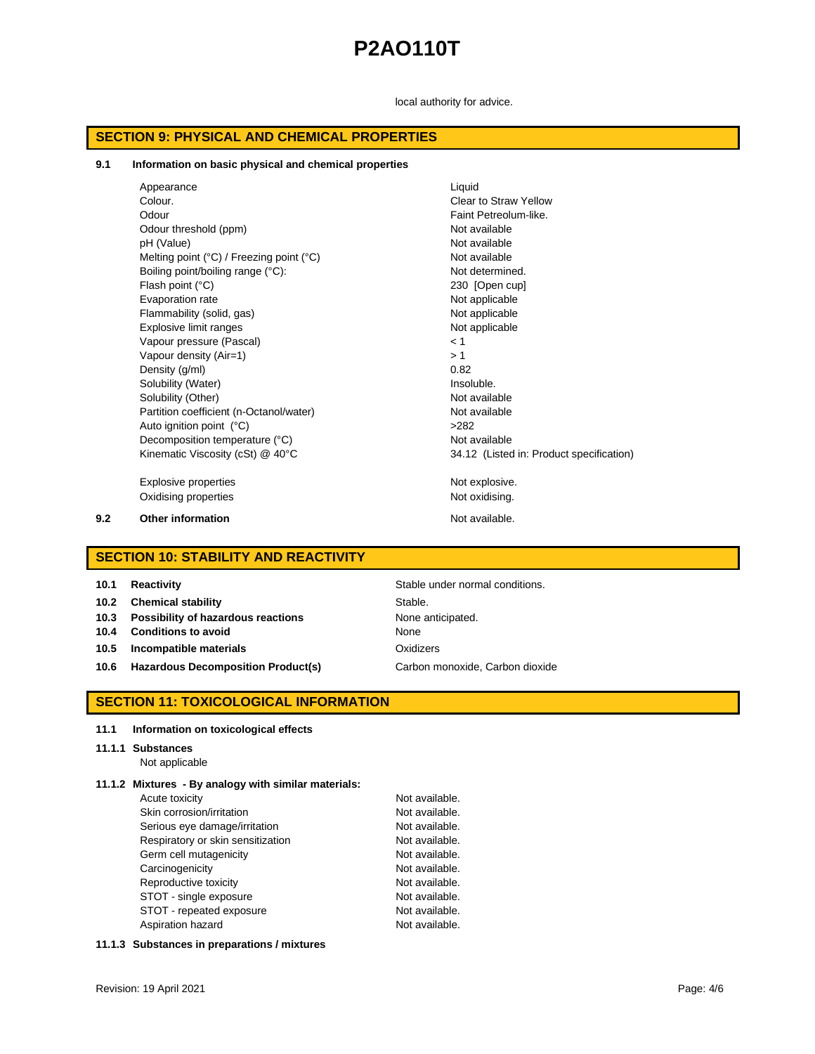local authority for advice.

## SECTION 9: PHYSICAL AND CHEMICAL PROPERTIES

**9.1 Information on basic physical and chemical properties**

| | |
|---|---|
| Appearance | Liquid |
| Colour. | Clear to Straw Yellow |
| Odour | Faint Petreolum-like. |
| Odour threshold (ppm) | Not available |
| pH (Value) | Not available |
| Melting point (°C) / Freezing point (°C) | Not available |
| Boiling point/boiling range (°C): | Not determined. |
| Flash point (°C) | 230 [Open cup] |
| Evaporation rate | Not applicable |
| Flammability (solid, gas) | Not applicable |
| Explosive limit ranges | Not applicable |
| Vapour pressure (Pascal) | < 1 |
| Vapour density (Air=1) | > 1 |
| Density (g/ml) | 0.82 |
| Solubility (Water) | Insoluble. |
| Solubility (Other) | Not available |
| Partition coefficient (n-Octanol/water) | Not available |
| Auto ignition point (°C) | >282 |
| Decomposition temperature (°C) | Not available |
| Kinematic Viscosity (cSt) @ 40°C | 34.12 (Listed in: Product specification) |
| Explosive properties | Not explosive. |
| Oxidising properties | Not oxidising. |

**9.2 Other information** Not available.

## SECTION 10: STABILITY AND REACTIVITY

| | |
|---|---|
| **10.1 Reactivity** | Stable under normal conditions. |
| **10.2 Chemical stability** | Stable. |
| **10.3 Possibility of hazardous reactions** | None anticipated. |
| **10.4 Conditions to avoid** | None |
| **10.5 Incompatible materials** | Oxidizers |
| **10.6 Hazardous Decomposition Product(s)** | Carbon monoxide, Carbon dioxide |

## SECTION 11: TOXICOLOGICAL INFORMATION

**11.1 Information on toxicological effects**

**11.1.1 Substances**

Not applicable

**11.1.2 Mixtures - By analogy with similar materials:**

| | |
|---|---|
| Acute toxicity | Not available. |
| Skin corrosion/irritation | Not available. |
| Serious eye damage/irritation | Not available. |
| Respiratory or skin sensitization | Not available. |
| Germ cell mutagenicity | Not available. |
| Carcinogenicity | Not available. |
| Reproductive toxicity | Not available. |
| STOT - single exposure | Not available. |
| STOT - repeated exposure | Not available. |
| Aspiration hazard | Not available. |

**11.1.3 Substances in preparations / mixtures**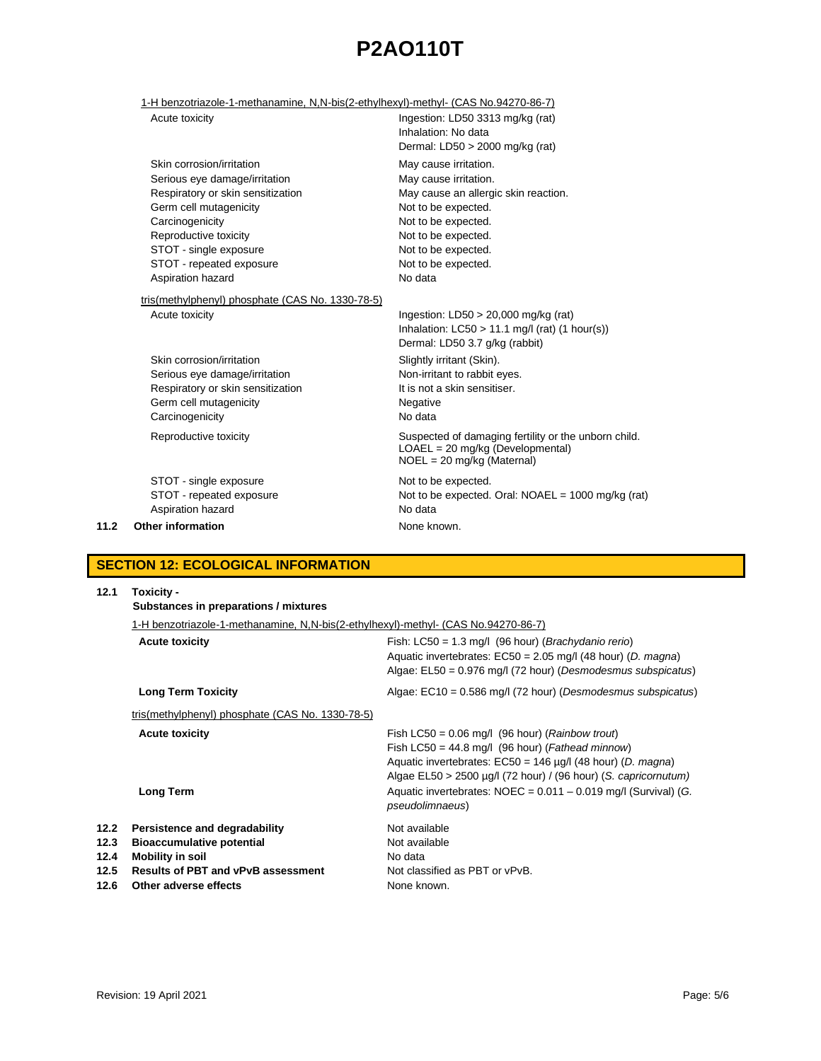1-H benzotriazole-1-methanamine, N,N-bis(2-ethylhexyl)-methyl- (CAS No.94270-86-7)

| | |
|---|---|
| Acute toxicity | Ingestion: LD50 3313 mg/kg (rat)<br>Inhalation: No data<br>Dermal: LD50 > 2000 mg/kg (rat) |
| Skin corrosion/irritation | May cause irritation. |
| Serious eye damage/irritation | May cause irritation. |
| Respiratory or skin sensitization | May cause an allergic skin reaction. |
| Germ cell mutagenicity | Not to be expected. |
| Carcinogenicity | Not to be expected. |
| Reproductive toxicity | Not to be expected. |
| STOT - single exposure | Not to be expected. |
| STOT - repeated exposure | Not to be expected. |
| Aspiration hazard | No data |

tris(methylphenyl) phosphate (CAS No. 1330-78-5)

| | |
|---|---|
| Acute toxicity | Ingestion: LD50 > 20,000 mg/kg (rat)<br>Inhalation: LC50 > 11.1 mg/l (rat) (1 hour(s))<br>Dermal: LD50 3.7 g/kg (rabbit) |
| Skin corrosion/irritation | Slightly irritant (Skin). |
| Serious eye damage/irritation | Non-irritant to rabbit eyes. |
| Respiratory or skin sensitization | It is not a skin sensitiser. |
| Germ cell mutagenicity | Negative |
| Carcinogenicity | No data |
| Reproductive toxicity | Suspected of damaging fertility or the unborn child.<br>LOAEL = 20 mg/kg (Developmental)<br>NOEL = 20 mg/kg (Maternal) |
| STOT - single exposure | Not to be expected. |
| STOT - repeated exposure | Not to be expected. Oral: NOAEL = 1000 mg/kg (rat) |
| Aspiration hazard | No data |

**11.2 Other information** None known.

## SECTION 12: ECOLOGICAL INFORMATION

**12.1 Toxicity -**
**Substances in preparations / mixtures**

1-H benzotriazole-1-methanamine, N,N-bis(2-ethylhexyl)-methyl- (CAS No.94270-86-7)

| | |
|---|---|
| **Acute toxicity** | Fish: LC50 = 1.3 mg/l (96 hour) (*Brachydanio rerio*)<br>Aquatic invertebrates: EC50 = 2.05 mg/l (48 hour) (*D. magna*)<br>Algae: EL50 = 0.976 mg/l (72 hour) (*Desmodesmus subspicatus*) |
| **Long Term Toxicity** | Algae: EC10 = 0.586 mg/l (72 hour) (*Desmodesmus subspicatus*) |

tris(methylphenyl) phosphate (CAS No. 1330-78-5)

| | |
|---|---|
| **Acute toxicity** | Fish LC50 = 0.06 mg/l (96 hour) (*Rainbow trout*)<br>Fish LC50 = 44.8 mg/l (96 hour) (*Fathead minnow*)<br>Aquatic invertebrates: EC50 = 146 µg/l (48 hour) (*D. magna*)<br>Algae EL50 > 2500 µg/l (72 hour) / (96 hour) (*S. capricornutum)* |
| **Long Term** | Aquatic invertebrates: NOEC = 0.011 – 0.019 mg/l (Survival) (*G. pseudolimnaeus*) |

| | | |
|---|---|---|
| **12.2** | **Persistence and degradability** | Not available |
| **12.3** | **Bioaccumulative potential** | Not available |
| **12.4** | **Mobility in soil** | No data |
| **12.5** | **Results of PBT and vPvB assessment** | Not classified as PBT or vPvB. |
| **12.6** | **Other adverse effects** | None known. |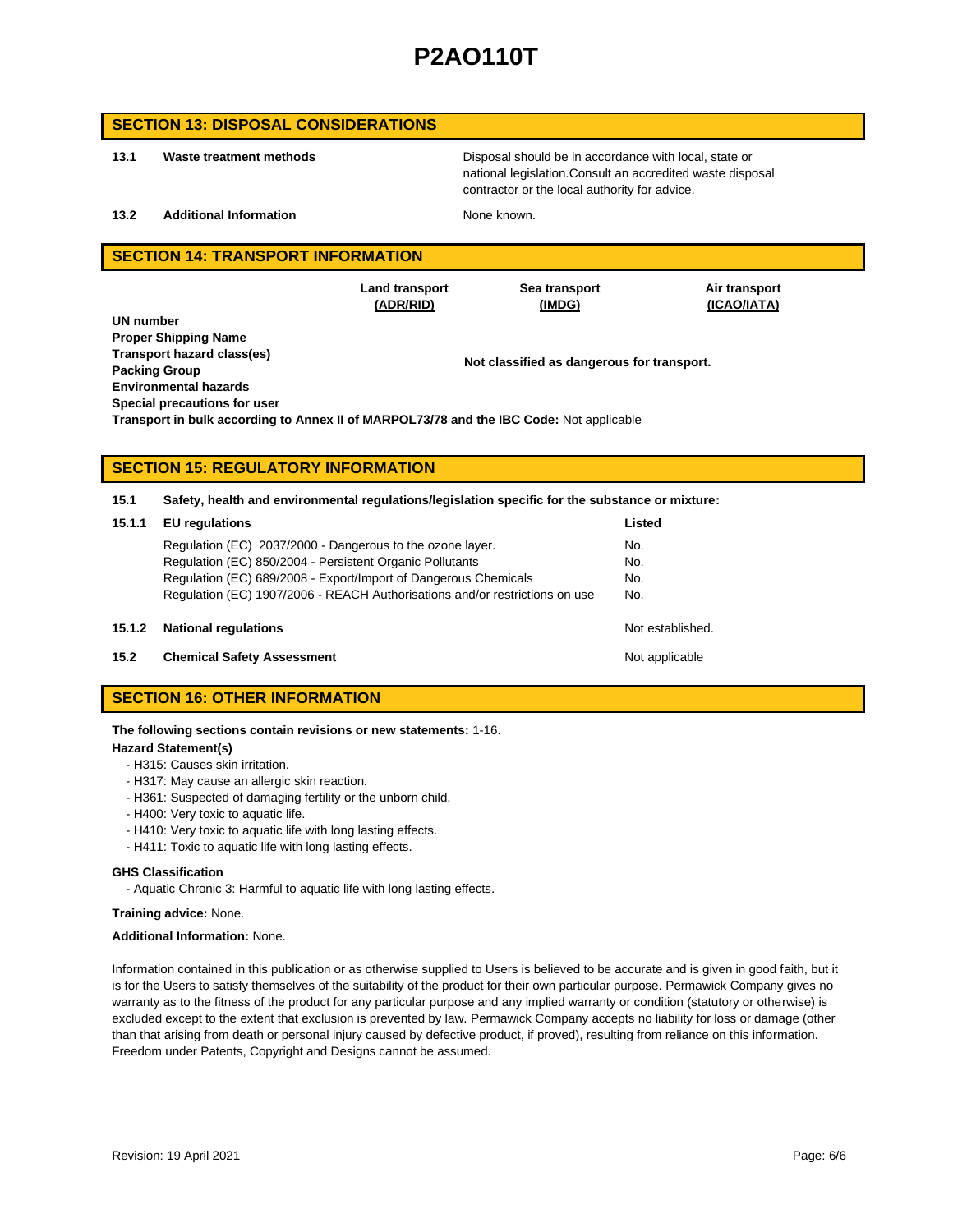# P2AO110T

## SECTION 13: DISPOSAL CONSIDERATIONS

| | | |
|---|---|---|
| **13.1** | **Waste treatment methods** | Disposal should be in accordance with local, state or national legislation.Consult an accredited waste disposal contractor or the local authority for advice. |
| **13.2** | **Additional Information** | None known. |

## SECTION 14: TRANSPORT INFORMATION

| | Land transport (ADR/RID) | Sea transport (IMDG) | Air transport (ICAO/IATA) |
|---|---|---|---|
| **UN number** | | | |
| **Proper Shipping Name** | | | |
| **Transport hazard class(es)** | | **Not classified as dangerous for transport.** | |
| **Packing Group** | | | |
| **Environmental hazards** | | | |
| **Special precautions for user** | | | |

**Transport in bulk according to Annex II of MARPOL73/78 and the IBC Code:** Not applicable

## SECTION 15: REGULATORY INFORMATION

**15.1 Safety, health and environmental regulations/legislation specific for the substance or mixture:**

| **15.1.1** | **EU regulations** | **Listed** |
|---|---|---|
| | Regulation (EC) 2037/2000 - Dangerous to the ozone layer. | No. |
| | Regulation (EC) 850/2004 - Persistent Organic Pollutants | No. |
| | Regulation (EC) 689/2008 - Export/Import of Dangerous Chemicals | No. |
| | Regulation (EC) 1907/2006 - REACH Authorisations and/or restrictions on use | No. |
| **15.1.2** | **National regulations** | Not established. |
| **15.2** | **Chemical Safety Assessment** | Not applicable |

## SECTION 16: OTHER INFORMATION

**The following sections contain revisions or new statements:** 1-16.

**Hazard Statement(s)**

- H315: Causes skin irritation.
- H317: May cause an allergic skin reaction.
- H361: Suspected of damaging fertility or the unborn child.
- H400: Very toxic to aquatic life.
- H410: Very toxic to aquatic life with long lasting effects.
- H411: Toxic to aquatic life with long lasting effects.

**GHS Classification**

- Aquatic Chronic 3: Harmful to aquatic life with long lasting effects.

**Training advice:** None.

**Additional Information:** None.

Information contained in this publication or as otherwise supplied to Users is believed to be accurate and is given in good faith, but it is for the Users to satisfy themselves of the suitability of the product for their own particular purpose. Permawick Company gives no warranty as to the fitness of the product for any particular purpose and any implied warranty or condition (statutory or otherwise) is excluded except to the extent that exclusion is prevented by law. Permawick Company accepts no liability for loss or damage (other than that arising from death or personal injury caused by defective product, if proved), resulting from reliance on this information. Freedom under Patents, Copyright and Designs cannot be assumed.

Revision: 19 April 2021